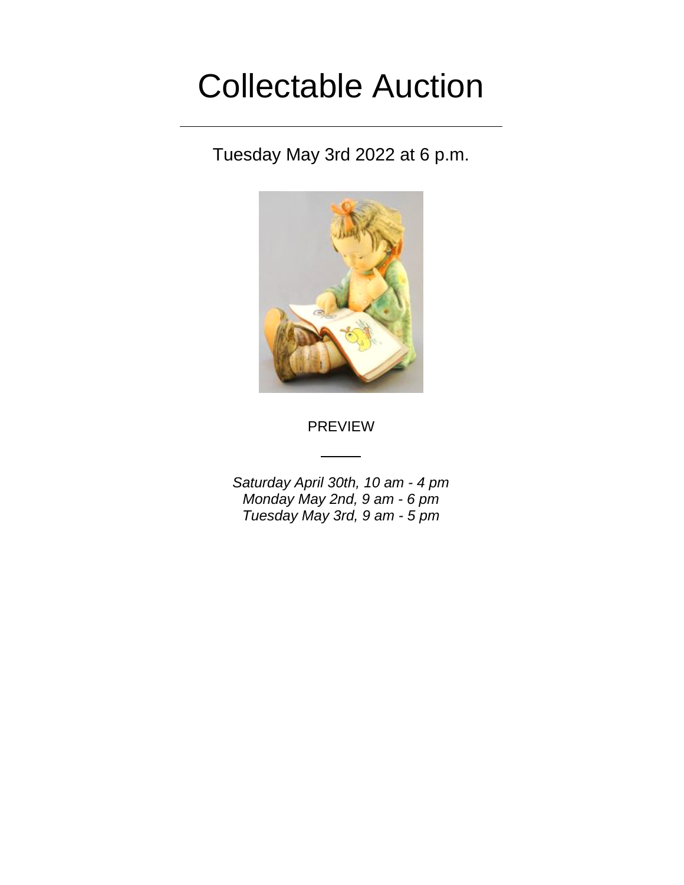# Collectable Auction

---

Tuesday May 3rd 2022 at 6 p.m.

PREVIEW

---

*Saturday April 30th, 10 am - 4 pm*
*Monday May 2nd, 9 am - 6 pm*
*Tuesday May 3rd, 9 am - 5 pm*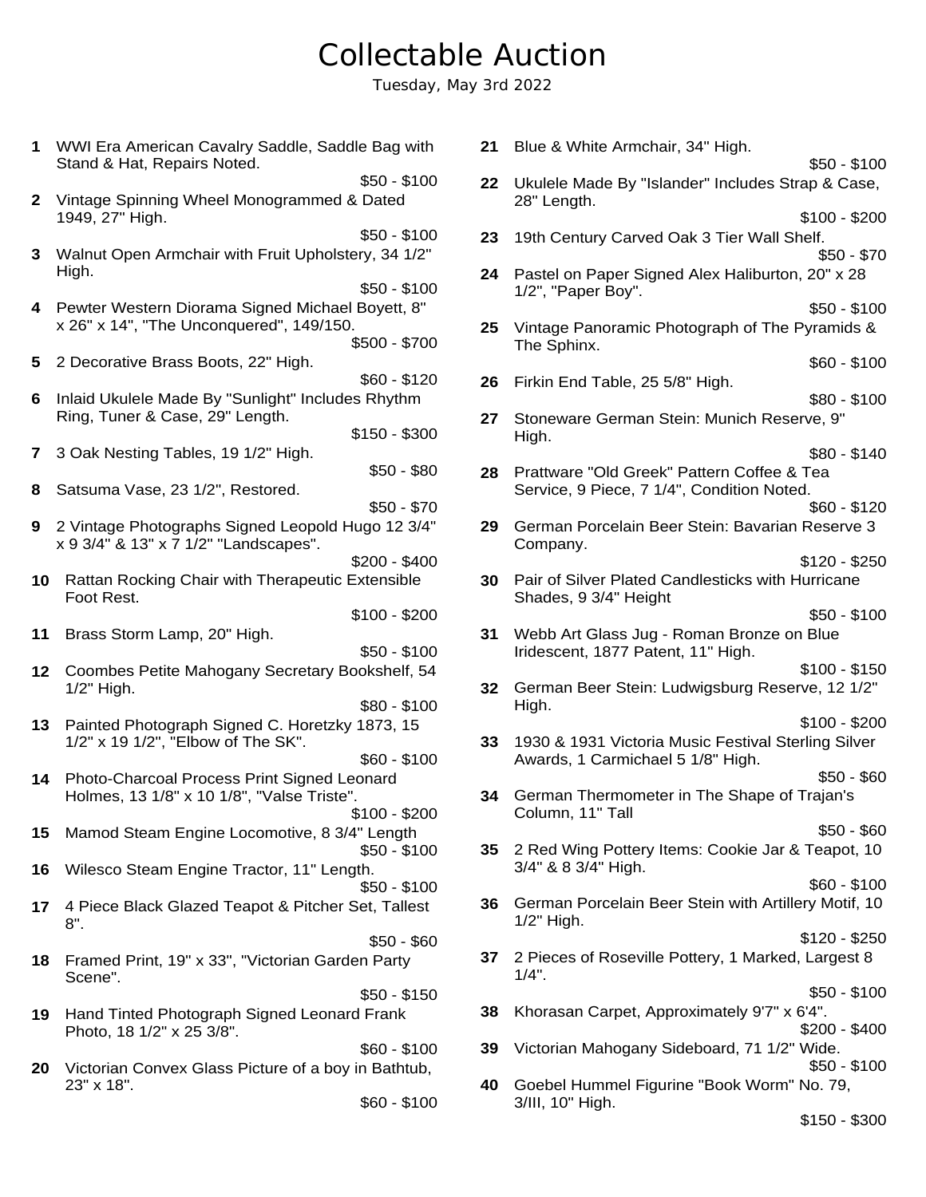# Collectable Auction

Tuesday, May 3rd 2022

**1** WWI Era American Cavalry Saddle, Saddle Bag with Stand & Hat, Repairs Noted.
$50 - $100

**2** Vintage Spinning Wheel Monogrammed & Dated 1949, 27" High.
$50 - $100

**3** Walnut Open Armchair with Fruit Upholstery, 34 1/2" High.
$50 - $100

**4** Pewter Western Diorama Signed Michael Boyett, 8" x 26" x 14", "The Unconquered", 149/150.
$500 - $700

**5** 2 Decorative Brass Boots, 22" High.
$60 - $120

**6** Inlaid Ukulele Made By "Sunlight" Includes Rhythm Ring, Tuner & Case, 29" Length.
$150 - $300

**7** 3 Oak Nesting Tables, 19 1/2" High.
$50 - $80

**8** Satsuma Vase, 23 1/2", Restored.
$50 - $70

**9** 2 Vintage Photographs Signed Leopold Hugo 12 3/4" x 9 3/4" & 13" x 7 1/2" "Landscapes".
$200 - $400

**10** Rattan Rocking Chair with Therapeutic Extensible Foot Rest.
$100 - $200

**11** Brass Storm Lamp, 20" High.
$50 - $100

**12** Coombes Petite Mahogany Secretary Bookshelf, 54 1/2" High.
$80 - $100

**13** Painted Photograph Signed C. Horetzky 1873, 15 1/2" x 19 1/2", "Elbow of The SK".
$60 - $100

**14** Photo-Charcoal Process Print Signed Leonard Holmes, 13 1/8" x 10 1/8", "Valse Triste".
$100 - $200

**15** Mamod Steam Engine Locomotive, 8 3/4" Length
$50 - $100

**16** Wilesco Steam Engine Tractor, 11" Length.
$50 - $100

**17** 4 Piece Black Glazed Teapot & Pitcher Set, Tallest 8".
$50 - $60

**18** Framed Print, 19" x 33", "Victorian Garden Party Scene".
$50 - $150

**19** Hand Tinted Photograph Signed Leonard Frank Photo, 18 1/2" x 25 3/8".
$60 - $100

**20** Victorian Convex Glass Picture of a boy in Bathtub, 23" x 18".
$60 - $100

**21** Blue & White Armchair, 34" High.
$50 - $100

**22** Ukulele Made By "Islander" Includes Strap & Case, 28" Length.
$100 - $200

**23** 19th Century Carved Oak 3 Tier Wall Shelf.
$50 - $70

**24** Pastel on Paper Signed Alex Haliburton, 20" x 28 1/2", "Paper Boy".
$50 - $100

**25** Vintage Panoramic Photograph of The Pyramids & The Sphinx.
$60 - $100

**26** Firkin End Table, 25 5/8" High.
$80 - $100

**27** Stoneware German Stein: Munich Reserve, 9" High.
$80 - $140

**28** Prattware "Old Greek" Pattern Coffee & Tea Service, 9 Piece, 7 1/4", Condition Noted.
$60 - $120

**29** German Porcelain Beer Stein: Bavarian Reserve 3 Company.
$120 - $250

**30** Pair of Silver Plated Candlesticks with Hurricane Shades, 9 3/4" Height
$50 - $100

**31** Webb Art Glass Jug - Roman Bronze on Blue Iridescent, 1877 Patent, 11" High.
$100 - $150

**32** German Beer Stein: Ludwigsburg Reserve, 12 1/2" High.
$100 - $200

**33** 1930 & 1931 Victoria Music Festival Sterling Silver Awards, 1 Carmichael 5 1/8" High.
$50 - $60

**34** German Thermometer in The Shape of Trajan's Column, 11" Tall
$50 - $60

**35** 2 Red Wing Pottery Items: Cookie Jar & Teapot, 10 3/4" & 8 3/4" High.
$60 - $100

**36** German Porcelain Beer Stein with Artillery Motif, 10 1/2" High.
$120 - $250

**37** 2 Pieces of Roseville Pottery, 1 Marked, Largest 8 1/4".
$50 - $100

**38** Khorasan Carpet, Approximately 9'7" x 6'4".
$200 - $400

**39** Victorian Mahogany Sideboard, 71 1/2" Wide.
$50 - $100

**40** Goebel Hummel Figurine "Book Worm" No. 79, 3/III, 10" High.
$150 - $300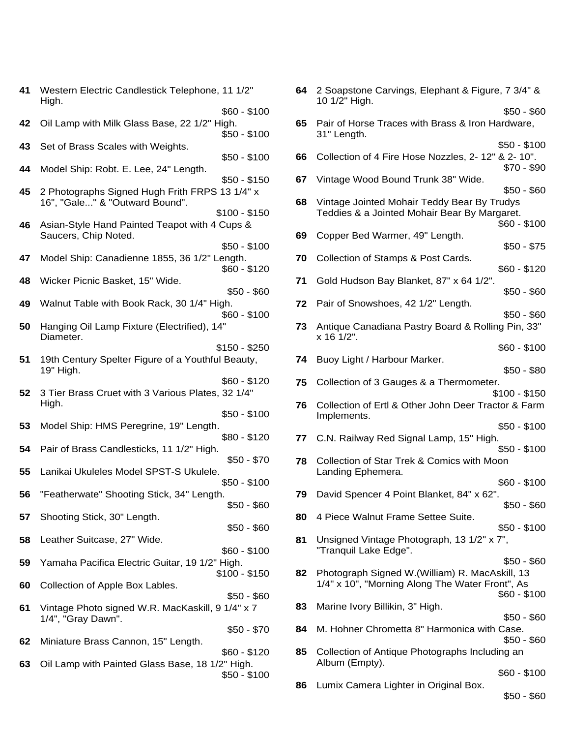**41** Western Electric Candlestick Telephone, 11 1/2" High.
$60 - $100

**42** Oil Lamp with Milk Glass Base, 22 1/2" High.
$50 - $100

**43** Set of Brass Scales with Weights.
$50 - $100

**44** Model Ship: Robt. E. Lee, 24" Length.
$50 - $150

**45** 2 Photographs Signed Hugh Frith FRPS 13 1/4" x 16", "Gale..." & "Outward Bound".
$100 - $150

**46** Asian-Style Hand Painted Teapot with 4 Cups & Saucers, Chip Noted.
$50 - $100

**47** Model Ship: Canadienne 1855, 36 1/2" Length.
$60 - $120

**48** Wicker Picnic Basket, 15" Wide.
$50 - $60

**49** Walnut Table with Book Rack, 30 1/4" High.
$60 - $100

**50** Hanging Oil Lamp Fixture (Electrified), 14" Diameter.
$150 - $250

**51** 19th Century Spelter Figure of a Youthful Beauty, 19" High.
$60 - $120

**52** 3 Tier Brass Cruet with 3 Various Plates, 32 1/4" High.
$50 - $100

**53** Model Ship: HMS Peregrine, 19" Length.
$80 - $120

**54** Pair of Brass Candlesticks, 11 1/2" High.
$50 - $70

**55** Lanikai Ukuleles Model SPST-S Ukulele.
$50 - $100

**56** "Featherwate" Shooting Stick, 34" Length.
$50 - $60

**57** Shooting Stick, 30" Length.
$50 - $60

**58** Leather Suitcase, 27" Wide.
$60 - $100

**59** Yamaha Pacifica Electric Guitar, 19 1/2" High.
$100 - $150

**60** Collection of Apple Box Lables.
$50 - $60

**61** Vintage Photo signed W.R. MacKaskill, 9 1/4" x 7 1/4", "Gray Dawn".
$50 - $70

**62** Miniature Brass Cannon, 15" Length.
$60 - $120

**63** Oil Lamp with Painted Glass Base, 18 1/2" High.
$50 - $100

**64** 2 Soapstone Carvings, Elephant & Figure, 7 3/4" & 10 1/2" High.
$50 - $60

**65** Pair of Horse Traces with Brass & Iron Hardware, 31" Length.
$50 - $100

**66** Collection of 4 Fire Hose Nozzles, 2- 12" & 2- 10".
$70 - $90

**67** Vintage Wood Bound Trunk 38" Wide.
$50 - $60

**68** Vintage Jointed Mohair Teddy Bear By Trudys Teddies & a Jointed Mohair Bear By Margaret.
$60 - $100

**69** Copper Bed Warmer, 49" Length.
$50 - $75

**70** Collection of Stamps & Post Cards.
$60 - $120

**71** Gold Hudson Bay Blanket, 87" x 64 1/2".
$50 - $60

**72** Pair of Snowshoes, 42 1/2" Length.
$50 - $60

**73** Antique Canadiana Pastry Board & Rolling Pin, 33" x 16 1/2".
$60 - $100

**74** Buoy Light / Harbour Marker.
$50 - $80

**75** Collection of 3 Gauges & a Thermometer.
$100 - $150

**76** Collection of Ertl & Other John Deer Tractor & Farm Implements.
$50 - $100

**77** C.N. Railway Red Signal Lamp, 15" High.
$50 - $100

**78** Collection of Star Trek & Comics with Moon Landing Ephemera.
$60 - $100

**79** David Spencer 4 Point Blanket, 84" x 62".
$50 - $60

**80** 4 Piece Walnut Frame Settee Suite.
$50 - $100

**81** Unsigned Vintage Photograph, 13 1/2" x 7", "Tranquil Lake Edge".
$50 - $60

**82** Photograph Signed W.(William) R. MacAskill, 13 1/4" x 10", "Morning Along The Water Front", As
$60 - $100

**83** Marine Ivory Billikin, 3" High.
$50 - $60

**84** M. Hohner Chrometta 8" Harmonica with Case.
$50 - $60

**85** Collection of Antique Photographs Including an Album (Empty).
$60 - $100

**86** Lumix Camera Lighter in Original Box.
$50 - $60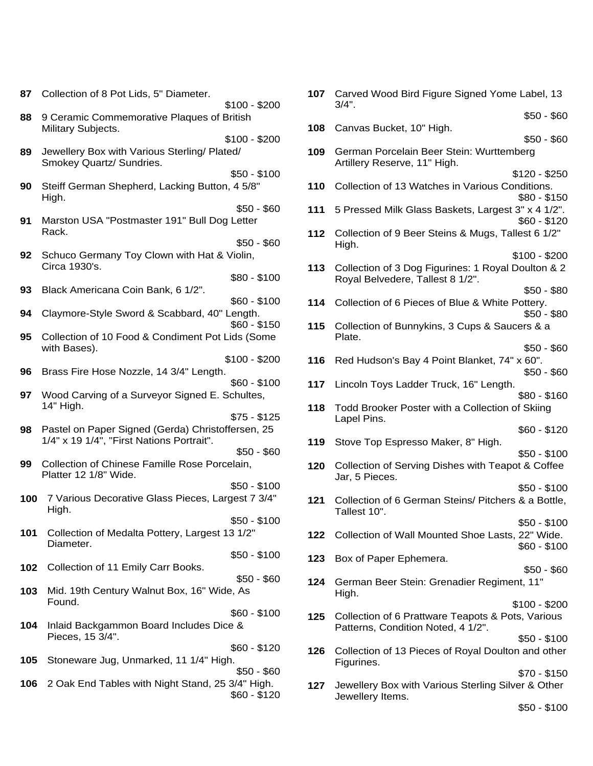**87** Collection of 8 Pot Lids, 5" Diameter.
$100 - $200

**88** 9 Ceramic Commemorative Plaques of British Military Subjects.
$100 - $200

**89** Jewellery Box with Various Sterling/ Plated/ Smokey Quartz/ Sundries.
$50 - $100

**90** Steiff German Shepherd, Lacking Button, 4 5/8" High.
$50 - $60

**91** Marston USA "Postmaster 191" Bull Dog Letter Rack.
$50 - $60

**92** Schuco Germany Toy Clown with Hat & Violin, Circa 1930's.
$80 - $100

**93** Black Americana Coin Bank, 6 1/2".
$60 - $100

**94** Claymore-Style Sword & Scabbard, 40" Length.
$60 - $150

**95** Collection of 10 Food & Condiment Pot Lids (Some with Bases).
$100 - $200

**96** Brass Fire Hose Nozzle, 14 3/4" Length.
$60 - $100

**97** Wood Carving of a Surveyor Signed E. Schultes, 14" High.
$75 - $125

**98** Pastel on Paper Signed (Gerda) Christoffersen, 25 1/4" x 19 1/4", "First Nations Portrait".
$50 - $60

**99** Collection of Chinese Famille Rose Porcelain, Platter 12 1/8" Wide.
$50 - $100

**100** 7 Various Decorative Glass Pieces, Largest 7 3/4" High.
$50 - $100

**101** Collection of Medalta Pottery, Largest 13 1/2" Diameter.
$50 - $100

**102** Collection of 11 Emily Carr Books.
$50 - $60

**103** Mid. 19th Century Walnut Box, 16" Wide, As Found.
$60 - $100

**104** Inlaid Backgammon Board Includes Dice & Pieces, 15 3/4".
$60 - $120

**105** Stoneware Jug, Unmarked, 11 1/4" High.
$50 - $60

**106** 2 Oak End Tables with Night Stand, 25 3/4" High.
$60 - $120

**107** Carved Wood Bird Figure Signed Yome Label, 13 3/4".
$50 - $60

**108** Canvas Bucket, 10" High.
$50 - $60

**109** German Porcelain Beer Stein: Wurttemberg Artillery Reserve, 11" High.
$120 - $250

**110** Collection of 13 Watches in Various Conditions.
$80 - $150

**111** 5 Pressed Milk Glass Baskets, Largest 3" x 4 1/2".
$60 - $120

**112** Collection of 9 Beer Steins & Mugs, Tallest 6 1/2" High.
$100 - $200

**113** Collection of 3 Dog Figurines: 1 Royal Doulton & 2 Royal Belvedere, Tallest 8 1/2".
$50 - $80

**114** Collection of 6 Pieces of Blue & White Pottery.
$50 - $80

**115** Collection of Bunnykins, 3 Cups & Saucers & a Plate.
$50 - $60

**116** Red Hudson's Bay 4 Point Blanket, 74" x 60".
$50 - $60

**117** Lincoln Toys Ladder Truck, 16" Length.
$80 - $160

**118** Todd Brooker Poster with a Collection of Skiing Lapel Pins.
$60 - $120

**119** Stove Top Espresso Maker, 8" High.
$50 - $100

**120** Collection of Serving Dishes with Teapot & Coffee Jar, 5 Pieces.
$50 - $100

**121** Collection of 6 German Steins/ Pitchers & a Bottle, Tallest 10".
$50 - $100

**122** Collection of Wall Mounted Shoe Lasts, 22" Wide.
$60 - $100

**123** Box of Paper Ephemera.
$50 - $60

**124** German Beer Stein: Grenadier Regiment, 11" High.
$100 - $200

**125** Collection of 6 Prattware Teapots & Pots, Various Patterns, Condition Noted, 4 1/2".
$50 - $100

**126** Collection of 13 Pieces of Royal Doulton and other Figurines.
$70 - $150

**127** Jewellery Box with Various Sterling Silver & Other Jewellery Items.
$50 - $100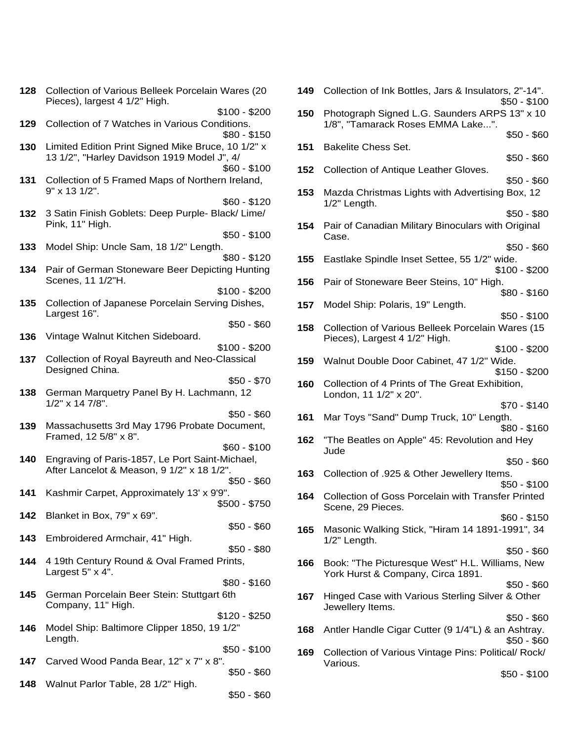**128** Collection of Various Belleek Porcelain Wares (20 Pieces), largest 4 1/2" High.
$100 - $200

**129** Collection of 7 Watches in Various Conditions.
$80 - $150

**130** Limited Edition Print Signed Mike Bruce, 10 1/2" x 13 1/2", "Harley Davidson 1919 Model J", 4/
$60 - $100

**131** Collection of 5 Framed Maps of Northern Ireland, 9" x 13 1/2".
$60 - $120

**132** 3 Satin Finish Goblets: Deep Purple- Black/ Lime/ Pink, 11" High.
$50 - $100

**133** Model Ship: Uncle Sam, 18 1/2" Length.
$80 - $120

**134** Pair of German Stoneware Beer Depicting Hunting Scenes, 11 1/2"H.
$100 - $200

**135** Collection of Japanese Porcelain Serving Dishes, Largest 16".
$50 - $60

**136** Vintage Walnut Kitchen Sideboard.
$100 - $200

**137** Collection of Royal Bayreuth and Neo-Classical Designed China.
$50 - $70

**138** German Marquetry Panel By H. Lachmann, 12 1/2" x 14 7/8".
$50 - $60

**139** Massachusetts 3rd May 1796 Probate Document, Framed, 12 5/8" x 8".
$60 - $100

**140** Engraving of Paris-1857, Le Port Saint-Michael, After Lancelot & Meason, 9 1/2" x 18 1/2".
$50 - $60

**141** Kashmir Carpet, Approximately 13' x 9'9".
$500 - $750

**142** Blanket in Box, 79" x 69".
$50 - $60

**143** Embroidered Armchair, 41" High.
$50 - $80

**144** 4 19th Century Round & Oval Framed Prints, Largest 5" x 4".
$80 - $160

**145** German Porcelain Beer Stein: Stuttgart 6th Company, 11" High.
$120 - $250

**146** Model Ship: Baltimore Clipper 1850, 19 1/2" Length.
$50 - $100

**147** Carved Wood Panda Bear, 12" x 7" x 8".
$50 - $60

**148** Walnut Parlor Table, 28 1/2" High.
$50 - $60

**149** Collection of Ink Bottles, Jars & Insulators, 2"-14".
$50 - $100

**150** Photograph Signed L.G. Saunders ARPS 13" x 10 1/8", "Tamarack Roses EMMA Lake...".
$50 - $60

**151** Bakelite Chess Set.
$50 - $60

**152** Collection of Antique Leather Gloves.
$50 - $60

**153** Mazda Christmas Lights with Advertising Box, 12 1/2" Length.
$50 - $80

**154** Pair of Canadian Military Binoculars with Original Case.
$50 - $60

**155** Eastlake Spindle Inset Settee, 55 1/2" wide.
$100 - $200

**156** Pair of Stoneware Beer Steins, 10" High.
$80 - $160

**157** Model Ship: Polaris, 19" Length.
$50 - $100

**158** Collection of Various Belleek Porcelain Wares (15 Pieces), Largest 4 1/2" High.
$100 - $200

**159** Walnut Double Door Cabinet, 47 1/2" Wide.
$150 - $200

**160** Collection of 4 Prints of The Great Exhibition, London, 11 1/2" x 20".
$70 - $140

**161** Mar Toys "Sand" Dump Truck, 10" Length.
$80 - $160

**162** "The Beatles on Apple" 45: Revolution and Hey Jude
$50 - $60

**163** Collection of .925 & Other Jewellery Items.
$50 - $100

**164** Collection of Goss Porcelain with Transfer Printed Scene, 29 Pieces.
$60 - $150

**165** Masonic Walking Stick, "Hiram 14 1891-1991", 34 1/2" Length.
$50 - $60

**166** Book: "The Picturesque West" H.L. Williams, New York Hurst & Company, Circa 1891.
$50 - $60

**167** Hinged Case with Various Sterling Silver & Other Jewellery Items.
$50 - $60

**168** Antler Handle Cigar Cutter (9 1/4"L) & an Ashtray.
$50 - $60

**169** Collection of Various Vintage Pins: Political/ Rock/ Various.
$50 - $100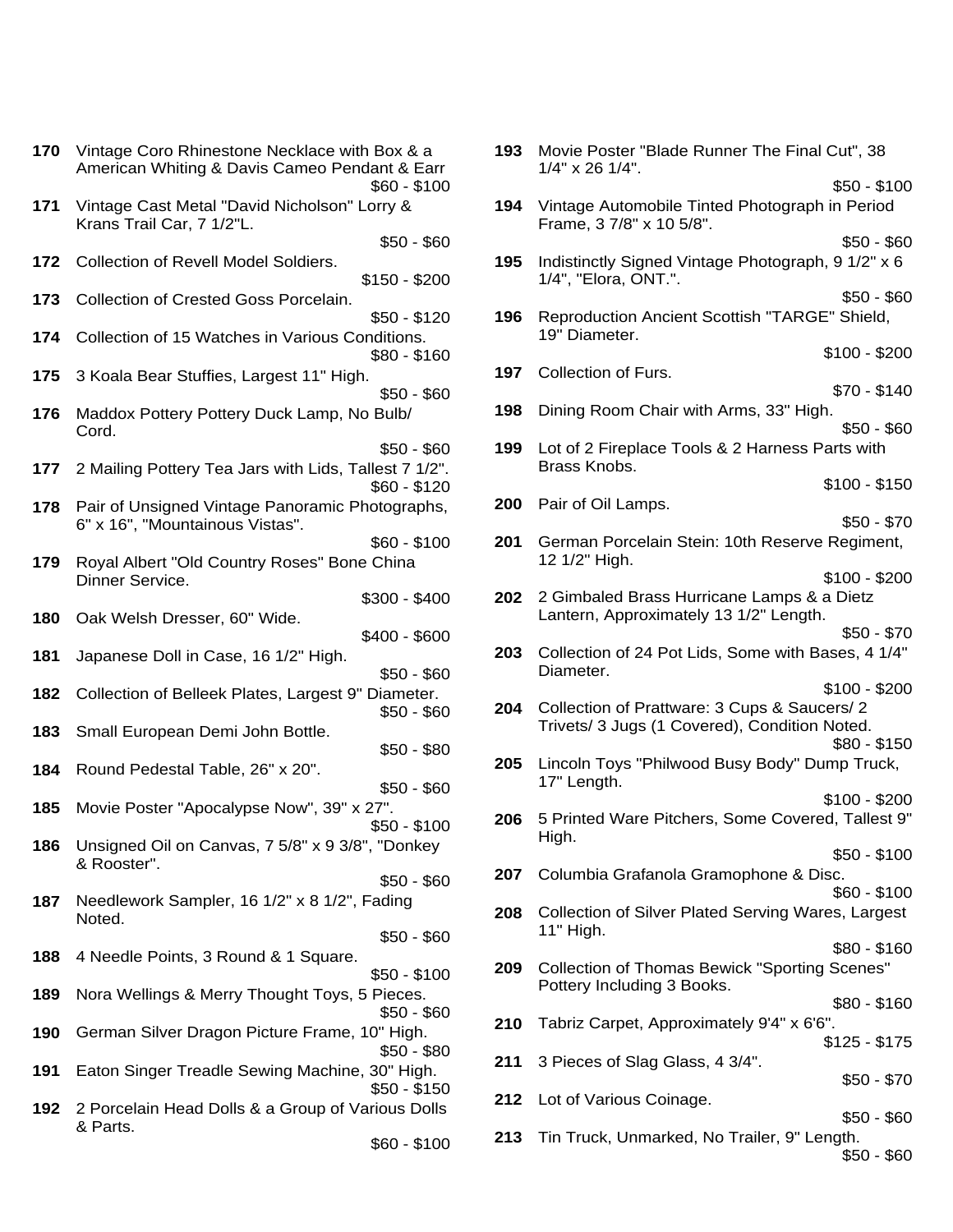**170** Vintage Coro Rhinestone Necklace with Box & a American Whiting & Davis Cameo Pendant & Earr
$60 - $100

**171** Vintage Cast Metal "David Nicholson" Lorry & Krans Trail Car, 7 1/2"L.
$50 - $60

**172** Collection of Revell Model Soldiers.
$150 - $200

**173** Collection of Crested Goss Porcelain.
$50 - $120

**174** Collection of 15 Watches in Various Conditions.
$80 - $160

**175** 3 Koala Bear Stuffies, Largest 11" High.
$50 - $60

**176** Maddox Pottery Pottery Duck Lamp, No Bulb/ Cord.
$50 - $60

**177** 2 Mailing Pottery Tea Jars with Lids, Tallest 7 1/2".
$60 - $120

**178** Pair of Unsigned Vintage Panoramic Photographs, 6" x 16", "Mountainous Vistas".
$60 - $100

**179** Royal Albert "Old Country Roses" Bone China Dinner Service.
$300 - $400

**180** Oak Welsh Dresser, 60" Wide.
$400 - $600

**181** Japanese Doll in Case, 16 1/2" High.
$50 - $60

**182** Collection of Belleek Plates, Largest 9" Diameter.
$50 - $60

**183** Small European Demi John Bottle.
$50 - $80

**184** Round Pedestal Table, 26" x 20".
$50 - $60

**185** Movie Poster "Apocalypse Now", 39" x 27".
$50 - $100

**186** Unsigned Oil on Canvas, 7 5/8" x 9 3/8", "Donkey & Rooster".
$50 - $60

**187** Needlework Sampler, 16 1/2" x 8 1/2", Fading Noted.
$50 - $60

**188** 4 Needle Points, 3 Round & 1 Square.
$50 - $100

**189** Nora Wellings & Merry Thought Toys, 5 Pieces.
$50 - $60

**190** German Silver Dragon Picture Frame, 10" High.
$50 - $80

**191** Eaton Singer Treadle Sewing Machine, 30" High.
$50 - $150

**192** 2 Porcelain Head Dolls & a Group of Various Dolls & Parts.
$60 - $100

**193** Movie Poster "Blade Runner The Final Cut", 38 1/4" x 26 1/4".
$50 - $100

**194** Vintage Automobile Tinted Photograph in Period Frame, 3 7/8" x 10 5/8".
$50 - $60

**195** Indistinctly Signed Vintage Photograph, 9 1/2" x 6 1/4", "Elora, ONT.".
$50 - $60

**196** Reproduction Ancient Scottish "TARGE" Shield, 19" Diameter.
$100 - $200

**197** Collection of Furs.
$70 - $140

**198** Dining Room Chair with Arms, 33" High.
$50 - $60

**199** Lot of 2 Fireplace Tools & 2 Harness Parts with Brass Knobs.
$100 - $150

**200** Pair of Oil Lamps.
$50 - $70

**201** German Porcelain Stein: 10th Reserve Regiment, 12 1/2" High.
$100 - $200

**202** 2 Gimbaled Brass Hurricane Lamps & a Dietz Lantern, Approximately 13 1/2" Length.
$50 - $70

**203** Collection of 24 Pot Lids, Some with Bases, 4 1/4" Diameter.
$100 - $200

**204** Collection of Prattware: 3 Cups & Saucers/ 2 Trivets/ 3 Jugs (1 Covered), Condition Noted.
$80 - $150

**205** Lincoln Toys "Philwood Busy Body" Dump Truck, 17" Length.
$100 - $200

**206** 5 Printed Ware Pitchers, Some Covered, Tallest 9" High.
$50 - $100

**207** Columbia Grafanola Gramophone & Disc.
$60 - $100

**208** Collection of Silver Plated Serving Wares, Largest 11" High.
$80 - $160

**209** Collection of Thomas Bewick "Sporting Scenes" Pottery Including 3 Books.
$80 - $160

**210** Tabriz Carpet, Approximately 9'4" x 6'6".
$125 - $175

**211** 3 Pieces of Slag Glass, 4 3/4".
$50 - $70

**212** Lot of Various Coinage.
$50 - $60

**213** Tin Truck, Unmarked, No Trailer, 9" Length.
$50 - $60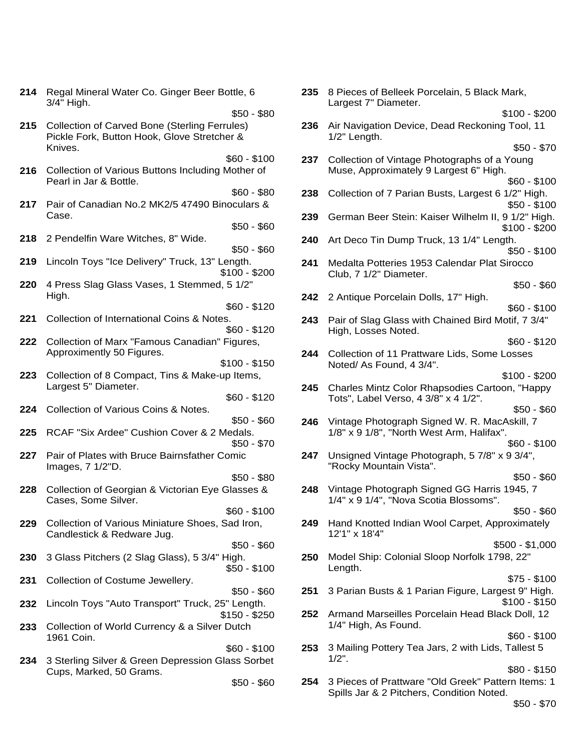**214** Regal Mineral Water Co. Ginger Beer Bottle, 6 3/4" High.
$50 - $80

**215** Collection of Carved Bone (Sterling Ferrules) Pickle Fork, Button Hook, Glove Stretcher & Knives.
$60 - $100

**216** Collection of Various Buttons Including Mother of Pearl in Jar & Bottle.
$60 - $80

**217** Pair of Canadian No.2 MK2/5 47490 Binoculars & Case.
$50 - $60

**218** 2 Pendelfin Ware Witches, 8" Wide.
$50 - $60

**219** Lincoln Toys "Ice Delivery" Truck, 13" Length.
$100 - $200

**220** 4 Press Slag Glass Vases, 1 Stemmed, 5 1/2" High.
$60 - $120

**221** Collection of International Coins & Notes.
$60 - $120

**222** Collection of Marx "Famous Canadian" Figures, Approximently 50 Figures.
$100 - $150

**223** Collection of 8 Compact, Tins & Make-up Items, Largest 5" Diameter.
$60 - $120

**224** Collection of Various Coins & Notes.
$50 - $60

**225** RCAF "Six Ardee" Cushion Cover & 2 Medals.
$50 - $70

**227** Pair of Plates with Bruce Bairnsfather Comic Images, 7 1/2"D.
$50 - $80

**228** Collection of Georgian & Victorian Eye Glasses & Cases, Some Silver.
$60 - $100

**229** Collection of Various Miniature Shoes, Sad Iron, Candlestick & Redware Jug.
$50 - $60

**230** 3 Glass Pitchers (2 Slag Glass), 5 3/4" High.
$50 - $100

**231** Collection of Costume Jewellery.
$50 - $60

**232** Lincoln Toys "Auto Transport" Truck, 25" Length.
$150 - $250

**233** Collection of World Currency & a Silver Dutch 1961 Coin.
$60 - $100

**234** 3 Sterling Silver & Green Depression Glass Sorbet Cups, Marked, 50 Grams.
$50 - $60

**235** 8 Pieces of Belleek Porcelain, 5 Black Mark, Largest 7" Diameter.
$100 - $200

**236** Air Navigation Device, Dead Reckoning Tool, 11 1/2" Length.
$50 - $70

**237** Collection of Vintage Photographs of a Young Muse, Approximately 9 Largest 6" High.
$60 - $100

**238** Collection of 7 Parian Busts, Largest 6 1/2" High.
$50 - $100

**239** German Beer Stein: Kaiser Wilhelm II, 9 1/2" High.
$100 - $200

**240** Art Deco Tin Dump Truck, 13 1/4" Length.
$50 - $100

**241** Medalta Potteries 1953 Calendar Plat Sirocco Club, 7 1/2" Diameter.
$50 - $60

**242** 2 Antique Porcelain Dolls, 17" High.
$60 - $100

**243** Pair of Slag Glass with Chained Bird Motif, 7 3/4" High, Losses Noted.
$60 - $120

**244** Collection of 11 Prattware Lids, Some Losses Noted/ As Found, 4 3/4".
$100 - $200

**245** Charles Mintz Color Rhapsodies Cartoon, "Happy Tots", Label Verso, 4 3/8" x 4 1/2".
$50 - $60

**246** Vintage Photograph Signed W. R. MacAskill, 7 1/8" x 9 1/8", "North West Arm, Halifax".
$60 - $100

**247** Unsigned Vintage Photograph, 5 7/8" x 9 3/4", "Rocky Mountain Vista".
$50 - $60

**248** Vintage Photograph Signed GG Harris 1945, 7 1/4" x 9 1/4", "Nova Scotia Blossoms".
$50 - $60

**249** Hand Knotted Indian Wool Carpet, Approximately 12'1" x 18'4"
$500 - $1,000

**250** Model Ship: Colonial Sloop Norfolk 1798, 22" Length.
$75 - $100

**251** 3 Parian Busts & 1 Parian Figure, Largest 9" High.
$100 - $150

**252** Armand Marseilles Porcelain Head Black Doll, 12 1/4" High, As Found.
$60 - $100

**253** 3 Mailing Pottery Tea Jars, 2 with Lids, Tallest 5 1/2".
$80 - $150

**254** 3 Pieces of Prattware "Old Greek" Pattern Items: 1 Spills Jar & 2 Pitchers, Condition Noted.
$50 - $70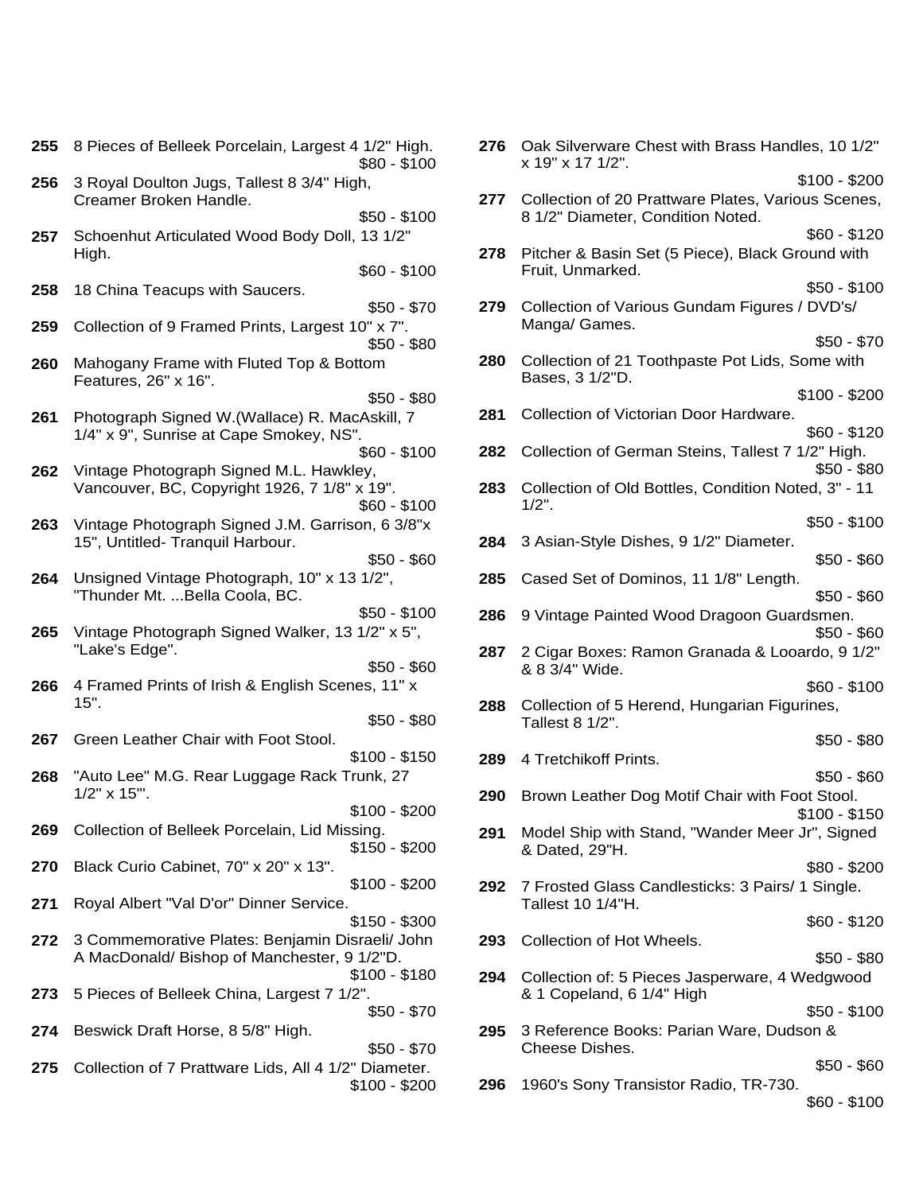**255** 8 Pieces of Belleek Porcelain, Largest 4 1/2" High.
$80 - $100

**256** 3 Royal Doulton Jugs, Tallest 8 3/4" High, Creamer Broken Handle.
$50 - $100

**257** Schoenhut Articulated Wood Body Doll, 13 1/2" High.
$60 - $100

**258** 18 China Teacups with Saucers.
$50 - $70

**259** Collection of 9 Framed Prints, Largest 10" x 7".
$50 - $80

**260** Mahogany Frame with Fluted Top & Bottom Features, 26" x 16".
$50 - $80

**261** Photograph Signed W.(Wallace) R. MacAskill, 7 1/4" x 9", Sunrise at Cape Smokey, NS".
$60 - $100

**262** Vintage Photograph Signed M.L. Hawkley, Vancouver, BC, Copyright 1926, 7 1/8" x 19".
$60 - $100

**263** Vintage Photograph Signed J.M. Garrison, 6 3/8"x 15", Untitled- Tranquil Harbour.
$50 - $60

**264** Unsigned Vintage Photograph, 10" x 13 1/2", "Thunder Mt. ...Bella Coola, BC.
$50 - $100

**265** Vintage Photograph Signed Walker, 13 1/2" x 5", "Lake's Edge".
$50 - $60

**266** 4 Framed Prints of Irish & English Scenes, 11" x 15".
$50 - $80

**267** Green Leather Chair with Foot Stool.
$100 - $150

**268** "Auto Lee" M.G. Rear Luggage Rack Trunk, 27 1/2" x 15"'.
$100 - $200

**269** Collection of Belleek Porcelain, Lid Missing.
$150 - $200

**270** Black Curio Cabinet, 70" x 20" x 13".
$100 - $200

**271** Royal Albert "Val D'or" Dinner Service.
$150 - $300

**272** 3 Commemorative Plates: Benjamin Disraeli/ John A MacDonald/ Bishop of Manchester, 9 1/2"D.
$100 - $180

**273** 5 Pieces of Belleek China, Largest 7 1/2".
$50 - $70

**274** Beswick Draft Horse, 8 5/8" High.
$50 - $70

**275** Collection of 7 Prattware Lids, All 4 1/2" Diameter.
$100 - $200

**276** Oak Silverware Chest with Brass Handles, 10 1/2" x 19" x 17 1/2".
$100 - $200

**277** Collection of 20 Prattware Plates, Various Scenes, 8 1/2" Diameter, Condition Noted.
$60 - $120

**278** Pitcher & Basin Set (5 Piece), Black Ground with Fruit, Unmarked.
$50 - $100

**279** Collection of Various Gundam Figures / DVD's/ Manga/ Games.
$50 - $70

**280** Collection of 21 Toothpaste Pot Lids, Some with Bases, 3 1/2"D.
$100 - $200

**281** Collection of Victorian Door Hardware.
$60 - $120

**282** Collection of German Steins, Tallest 7 1/2" High.
$50 - $80

**283** Collection of Old Bottles, Condition Noted, 3" - 11 1/2".
$50 - $100

**284** 3 Asian-Style Dishes, 9 1/2" Diameter.
$50 - $60

**285** Cased Set of Dominos, 11 1/8" Length.
$50 - $60

**286** 9 Vintage Painted Wood Dragoon Guardsmen.
$50 - $60

**287** 2 Cigar Boxes: Ramon Granada & Looardo, 9 1/2" & 8 3/4" Wide.
$60 - $100

**288** Collection of 5 Herend, Hungarian Figurines, Tallest 8 1/2".
$50 - $80

**289** 4 Tretchikoff Prints.
$50 - $60

**290** Brown Leather Dog Motif Chair with Foot Stool.
$100 - $150

**291** Model Ship with Stand, "Wander Meer Jr", Signed & Dated, 29"H.
$80 - $200

**292** 7 Frosted Glass Candlesticks: 3 Pairs/ 1 Single. Tallest 10 1/4"H.
$60 - $120

**293** Collection of Hot Wheels.
$50 - $80

**294** Collection of: 5 Pieces Jasperware, 4 Wedgwood & 1 Copeland, 6 1/4" High
$50 - $100

**295** 3 Reference Books: Parian Ware, Dudson & Cheese Dishes.
$50 - $60

**296** 1960's Sony Transistor Radio, TR-730.
$60 - $100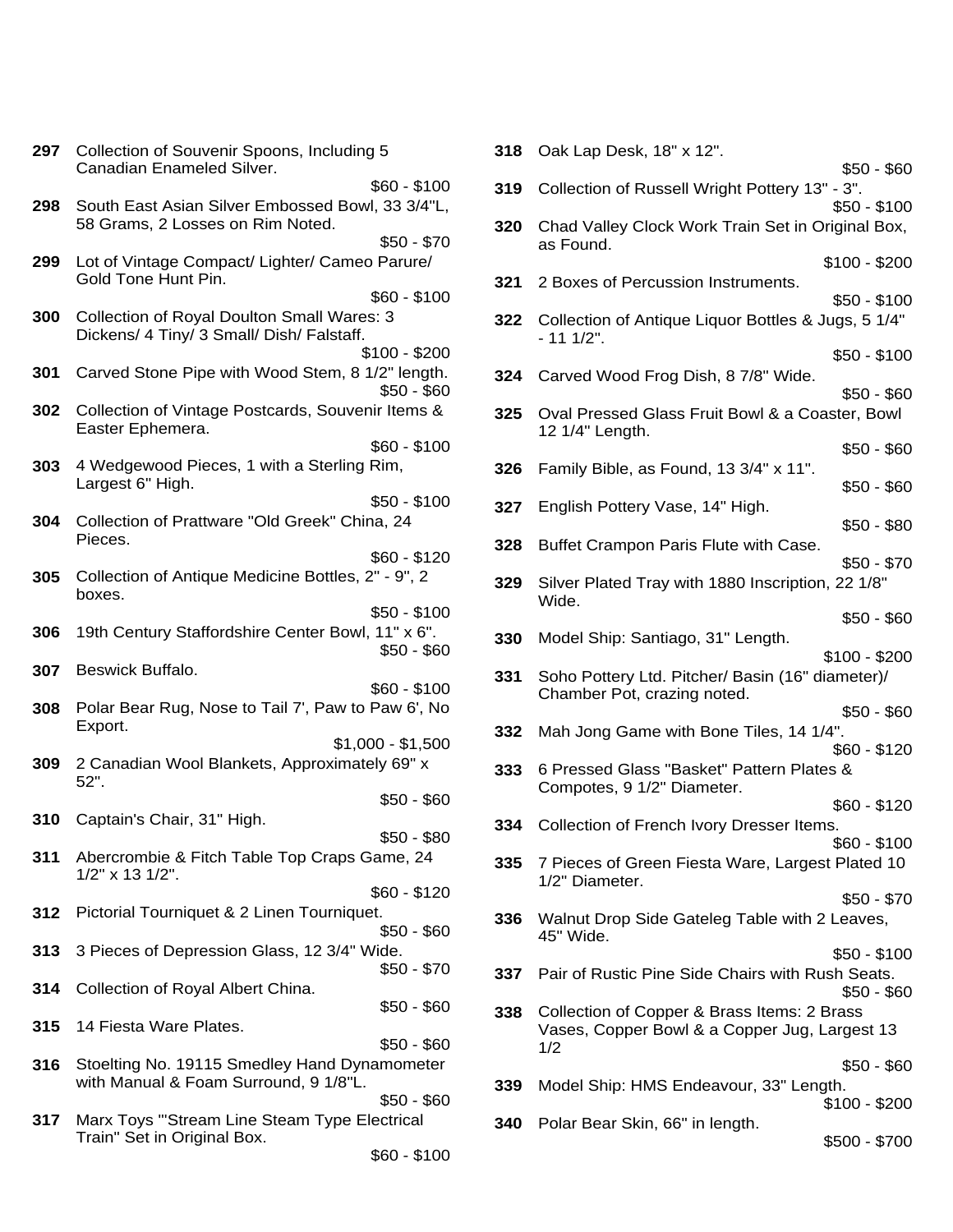**297** Collection of Souvenir Spoons, Including 5 Canadian Enameled Silver.
$60 - $100

**298** South East Asian Silver Embossed Bowl, 33 3/4"L, 58 Grams, 2 Losses on Rim Noted.
$50 - $70

**299** Lot of Vintage Compact/ Lighter/ Cameo Parure/ Gold Tone Hunt Pin.
$60 - $100

**300** Collection of Royal Doulton Small Wares: 3 Dickens/ 4 Tiny/ 3 Small/ Dish/ Falstaff.
$100 - $200

**301** Carved Stone Pipe with Wood Stem, 8 1/2" length.
$50 - $60

**302** Collection of Vintage Postcards, Souvenir Items & Easter Ephemera.
$60 - $100

**303** 4 Wedgewood Pieces, 1 with a Sterling Rim, Largest 6" High.
$50 - $100

**304** Collection of Prattware "Old Greek" China, 24 Pieces.
$60 - $120

**305** Collection of Antique Medicine Bottles, 2" - 9", 2 boxes.
$50 - $100

**306** 19th Century Staffordshire Center Bowl, 11" x 6".
$50 - $60

**307** Beswick Buffalo.
$60 - $100

**308** Polar Bear Rug, Nose to Tail 7', Paw to Paw 6', No Export.
$1,000 - $1,500

**309** 2 Canadian Wool Blankets, Approximately 69" x 52".
$50 - $60

**310** Captain's Chair, 31" High.
$50 - $80

**311** Abercrombie & Fitch Table Top Craps Game, 24 1/2" x 13 1/2".
$60 - $120

**312** Pictorial Tourniquet & 2 Linen Tourniquet.
$50 - $60

**313** 3 Pieces of Depression Glass, 12 3/4" Wide.
$50 - $70

**314** Collection of Royal Albert China.
$50 - $60

**315** 14 Fiesta Ware Plates.
$50 - $60

**316** Stoelting No. 19115 Smedley Hand Dynamometer with Manual & Foam Surround, 9 1/8"L.
$50 - $60

**317** Marx Toys "'Stream Line Steam Type Electrical Train" Set in Original Box.
$60 - $100

**318** Oak Lap Desk, 18" x 12".
$50 - $60

**319** Collection of Russell Wright Pottery 13" - 3".
$50 - $100

**320** Chad Valley Clock Work Train Set in Original Box, as Found.
$100 - $200

**321** 2 Boxes of Percussion Instruments.
$50 - $100

**322** Collection of Antique Liquor Bottles & Jugs, 5 1/4" - 11 1/2".
$50 - $100

**324** Carved Wood Frog Dish, 8 7/8" Wide.
$50 - $60

**325** Oval Pressed Glass Fruit Bowl & a Coaster, Bowl 12 1/4" Length.
$50 - $60

**326** Family Bible, as Found, 13 3/4" x 11".
$50 - $60

**327** English Pottery Vase, 14" High.
$50 - $80

**328** Buffet Crampon Paris Flute with Case.
$50 - $70

**329** Silver Plated Tray with 1880 Inscription, 22 1/8" Wide.
$50 - $60

**330** Model Ship: Santiago, 31" Length.
$100 - $200

**331** Soho Pottery Ltd. Pitcher/ Basin (16" diameter)/ Chamber Pot, crazing noted.
$50 - $60

**332** Mah Jong Game with Bone Tiles, 14 1/4".
$60 - $120

**333** 6 Pressed Glass "Basket" Pattern Plates & Compotes, 9 1/2" Diameter.
$60 - $120

**334** Collection of French Ivory Dresser Items.
$60 - $100

**335** 7 Pieces of Green Fiesta Ware, Largest Plated 10 1/2" Diameter.
$50 - $70

**336** Walnut Drop Side Gateleg Table with 2 Leaves, 45" Wide.
$50 - $100

**337** Pair of Rustic Pine Side Chairs with Rush Seats.
$50 - $60

**338** Collection of Copper & Brass Items: 2 Brass Vases, Copper Bowl & a Copper Jug, Largest 13 1/2
$50 - $60

**339** Model Ship: HMS Endeavour, 33" Length.
$100 - $200

**340** Polar Bear Skin, 66" in length.
$500 - $700